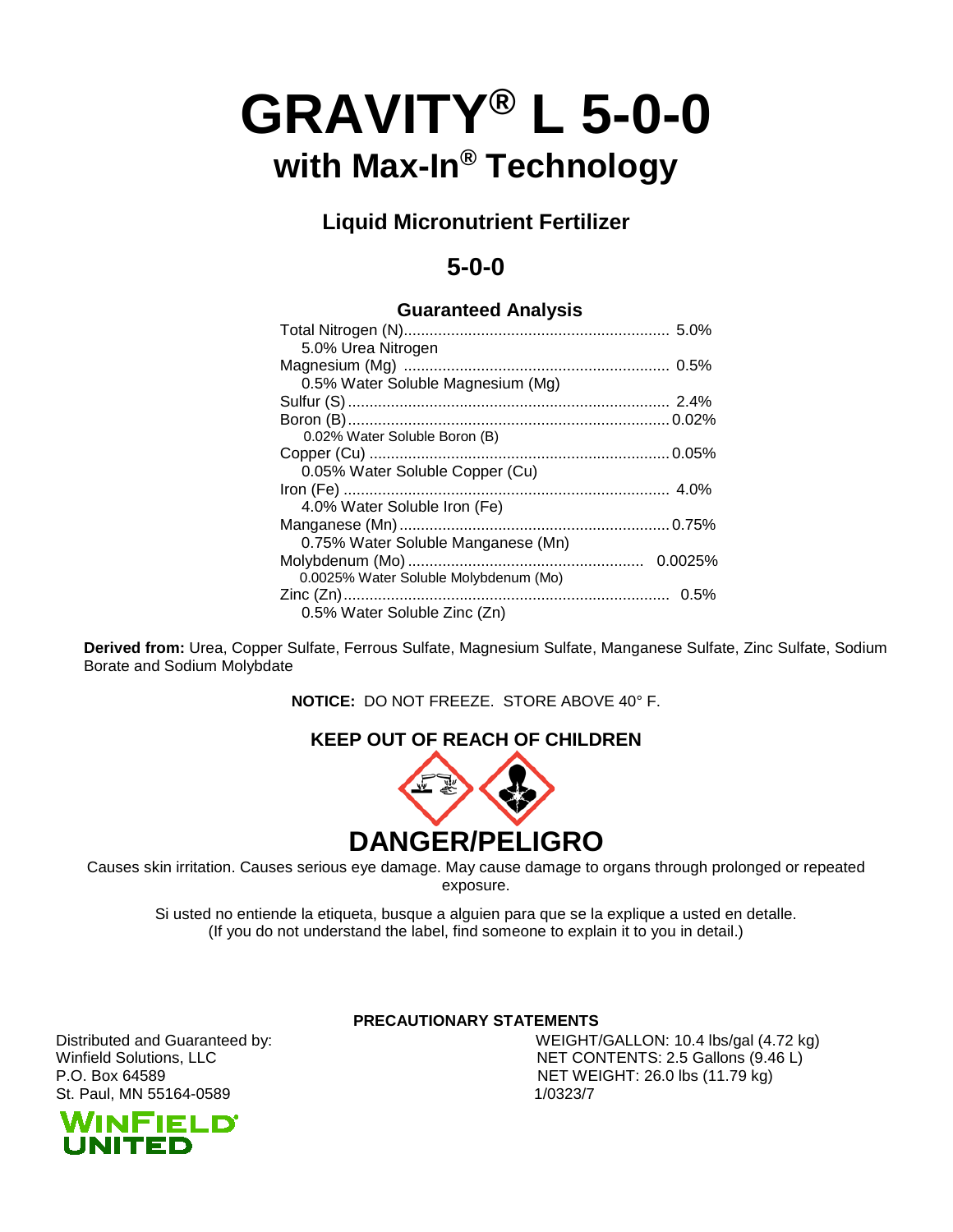# GRAVITY® L 5-0-0

## with Max-In® Technology

### Liquid Micronutrient Fertilizer

### 5-0-0

**Guaranteed Analysis**

| | |
|---|---|
| Total Nitrogen (N) | 5.0% |
| 5.0% Urea Nitrogen | |
| Magnesium (Mg) | 0.5% |
| 0.5% Water Soluble Magnesium (Mg) | |
| Sulfur (S) | 2.4% |
| Boron (B) | 0.02% |
| 0.02% Water Soluble Boron (B) | |
| Copper (Cu) | 0.05% |
| 0.05% Water Soluble Copper (Cu) | |
| Iron (Fe) | 4.0% |
| 4.0% Water Soluble Iron (Fe) | |
| Manganese (Mn) | 0.75% |
| 0.75% Water Soluble Manganese (Mn) | |
| Molybdenum (Mo) | 0.0025% |
| 0.0025% Water Soluble Molybdenum (Mo) | |
| Zinc (Zn) | 0.5% |
| 0.5% Water Soluble Zinc (Zn) | |

**Derived from:** Urea, Copper Sulfate, Ferrous Sulfate, Magnesium Sulfate, Manganese Sulfate, Zinc Sulfate, Sodium Borate and Sodium Molybdate

**NOTICE:** DO NOT FREEZE. STORE ABOVE 40° F.

**KEEP OUT OF REACH OF CHILDREN**

## DANGER/PELIGRO

Causes skin irritation. Causes serious eye damage. May cause damage to organs through prolonged or repeated exposure.

Si usted no entiende la etiqueta, busque a alguien para que se la explique a usted en detalle. (If you do not understand the label, find someone to explain it to you in detail.)

**PRECAUTIONARY STATEMENTS**

Distributed and Guaranteed by:
Winfield Solutions, LLC
P.O. Box 64589
St. Paul, MN 55164-0589

WEIGHT/GALLON: 10.4 lbs/gal (4.72 kg)
NET CONTENTS: 2.5 Gallons (9.46 L)
NET WEIGHT: 26.0 lbs (11.79 kg)
1/0323/7

WINFIELD UNITED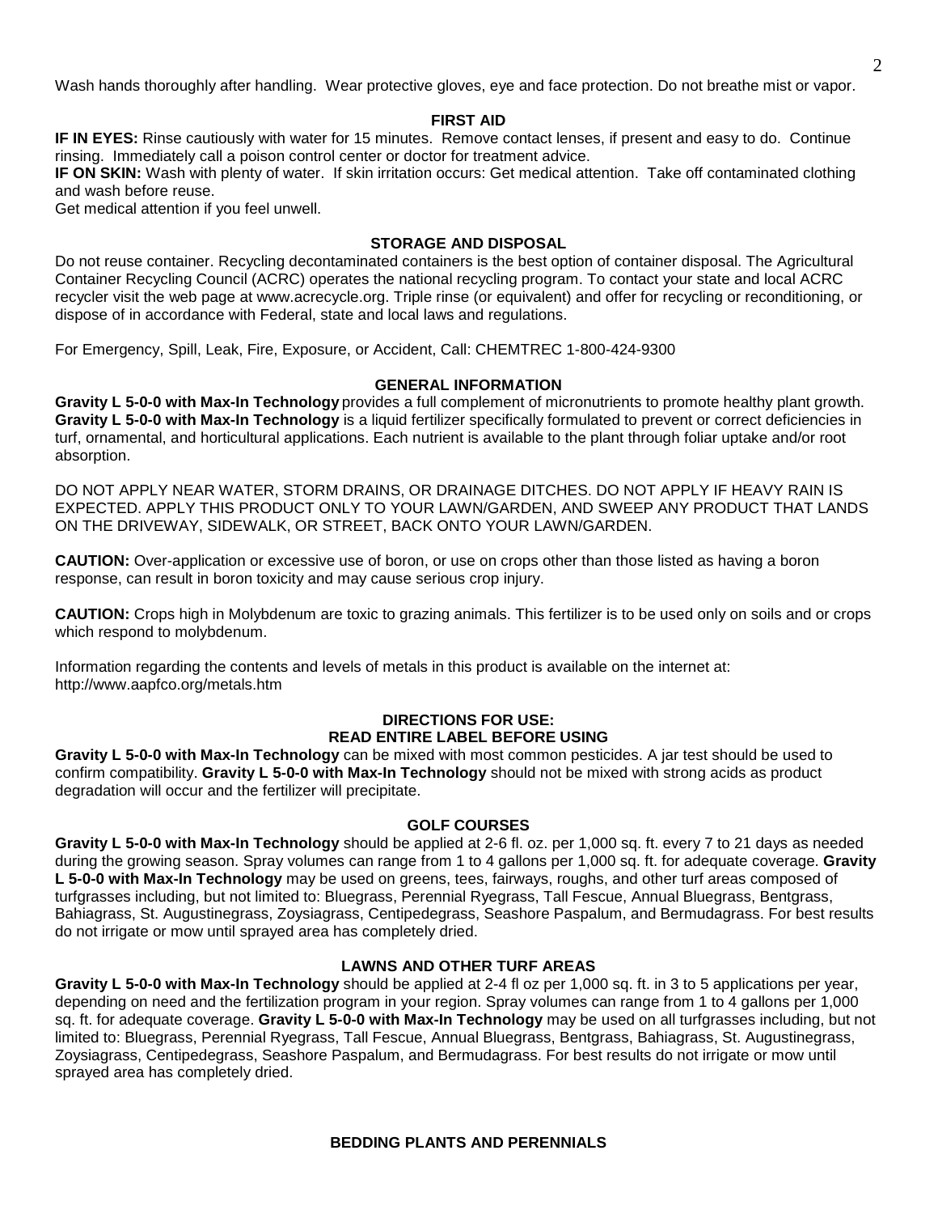Wash hands thoroughly after handling. Wear protective gloves, eye and face protection. Do not breathe mist or vapor.

## FIRST AID

**IF IN EYES:** Rinse cautiously with water for 15 minutes. Remove contact lenses, if present and easy to do. Continue rinsing. Immediately call a poison control center or doctor for treatment advice.

**IF ON SKIN:** Wash with plenty of water. If skin irritation occurs: Get medical attention. Take off contaminated clothing and wash before reuse.

Get medical attention if you feel unwell.

## STORAGE AND DISPOSAL

Do not reuse container. Recycling decontaminated containers is the best option of container disposal. The Agricultural Container Recycling Council (ACRC) operates the national recycling program. To contact your state and local ACRC recycler visit the web page at www.acrecycle.org. Triple rinse (or equivalent) and offer for recycling or reconditioning, or dispose of in accordance with Federal, state and local laws and regulations.

For Emergency, Spill, Leak, Fire, Exposure, or Accident, Call: CHEMTREC 1-800-424-9300

## GENERAL INFORMATION

**Gravity L 5-0-0 with Max-In Technology** provides a full complement of micronutrients to promote healthy plant growth. **Gravity L 5-0-0 with Max-In Technology** is a liquid fertilizer specifically formulated to prevent or correct deficiencies in turf, ornamental, and horticultural applications. Each nutrient is available to the plant through foliar uptake and/or root absorption.

DO NOT APPLY NEAR WATER, STORM DRAINS, OR DRAINAGE DITCHES. DO NOT APPLY IF HEAVY RAIN IS EXPECTED. APPLY THIS PRODUCT ONLY TO YOUR LAWN/GARDEN, AND SWEEP ANY PRODUCT THAT LANDS ON THE DRIVEWAY, SIDEWALK, OR STREET, BACK ONTO YOUR LAWN/GARDEN.

**CAUTION:** Over-application or excessive use of boron, or use on crops other than those listed as having a boron response, can result in boron toxicity and may cause serious crop injury.

**CAUTION:** Crops high in Molybdenum are toxic to grazing animals. This fertilizer is to be used only on soils and or crops which respond to molybdenum.

Information regarding the contents and levels of metals in this product is available on the internet at: http://www.aapfco.org/metals.htm

## DIRECTIONS FOR USE:
## READ ENTIRE LABEL BEFORE USING

**Gravity L 5-0-0 with Max-In Technology** can be mixed with most common pesticides. A jar test should be used to confirm compatibility. **Gravity L 5-0-0 with Max-In Technology** should not be mixed with strong acids as product degradation will occur and the fertilizer will precipitate.

## GOLF COURSES

**Gravity L 5-0-0 with Max-In Technology** should be applied at 2-6 fl. oz. per 1,000 sq. ft. every 7 to 21 days as needed during the growing season. Spray volumes can range from 1 to 4 gallons per 1,000 sq. ft. for adequate coverage. **Gravity L 5-0-0 with Max-In Technology** may be used on greens, tees, fairways, roughs, and other turf areas composed of turfgrasses including, but not limited to: Bluegrass, Perennial Ryegrass, Tall Fescue, Annual Bluegrass, Bentgrass, Bahiagrass, St. Augustinegrass, Zoysiagrass, Centipedegrass, Seashore Paspalum, and Bermudagrass. For best results do not irrigate or mow until sprayed area has completely dried.

## LAWNS AND OTHER TURF AREAS

**Gravity L 5-0-0 with Max-In Technology** should be applied at 2-4 fl oz per 1,000 sq. ft. in 3 to 5 applications per year, depending on need and the fertilization program in your region. Spray volumes can range from 1 to 4 gallons per 1,000 sq. ft. for adequate coverage. **Gravity L 5-0-0 with Max-In Technology** may be used on all turfgrasses including, but not limited to: Bluegrass, Perennial Ryegrass, Tall Fescue, Annual Bluegrass, Bentgrass, Bahiagrass, St. Augustinegrass, Zoysiagrass, Centipedegrass, Seashore Paspalum, and Bermudagrass. For best results do not irrigate or mow until sprayed area has completely dried.

## BEDDING PLANTS AND PERENNIALS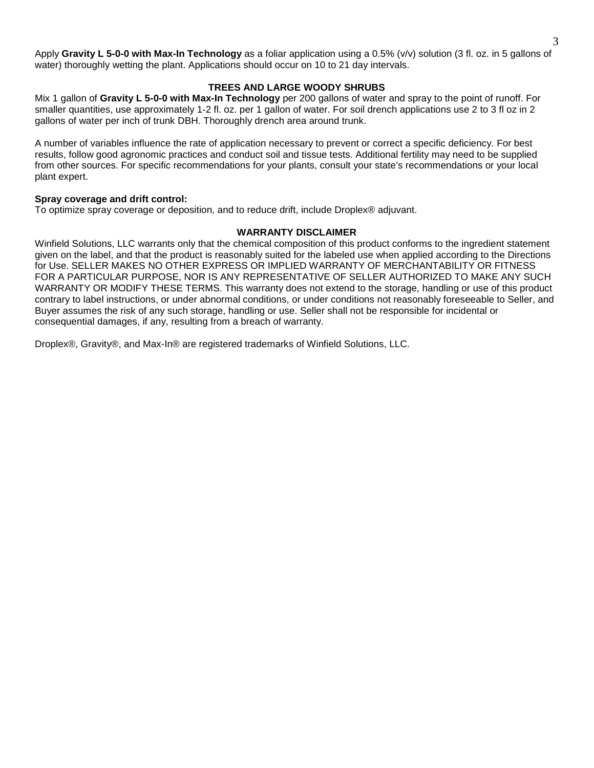Apply **Gravity L 5-0-0 with Max-In Technology** as a foliar application using a 0.5% (v/v) solution (3 fl. oz. in 5 gallons of water) thoroughly wetting the plant. Applications should occur on 10 to 21 day intervals.

## TREES AND LARGE WOODY SHRUBS

Mix 1 gallon of **Gravity L 5-0-0 with Max-In Technology** per 200 gallons of water and spray to the point of runoff. For smaller quantities, use approximately 1-2 fl. oz. per 1 gallon of water. For soil drench applications use 2 to 3 fl oz in 2 gallons of water per inch of trunk DBH. Thoroughly drench area around trunk.

A number of variables influence the rate of application necessary to prevent or correct a specific deficiency. For best results, follow good agronomic practices and conduct soil and tissue tests. Additional fertility may need to be supplied from other sources. For specific recommendations for your plants, consult your state's recommendations or your local plant expert.

**Spray coverage and drift control:**
To optimize spray coverage or deposition, and to reduce drift, include Droplex® adjuvant.

## WARRANTY DISCLAIMER

Winfield Solutions, LLC warrants only that the chemical composition of this product conforms to the ingredient statement given on the label, and that the product is reasonably suited for the labeled use when applied according to the Directions for Use. SELLER MAKES NO OTHER EXPRESS OR IMPLIED WARRANTY OF MERCHANTABILITY OR FITNESS FOR A PARTICULAR PURPOSE, NOR IS ANY REPRESENTATIVE OF SELLER AUTHORIZED TO MAKE ANY SUCH WARRANTY OR MODIFY THESE TERMS. This warranty does not extend to the storage, handling or use of this product contrary to label instructions, or under abnormal conditions, or under conditions not reasonably foreseeable to Seller, and Buyer assumes the risk of any such storage, handling or use. Seller shall not be responsible for incidental or consequential damages, if any, resulting from a breach of warranty.

Droplex®, Gravity®, and Max-In® are registered trademarks of Winfield Solutions, LLC.